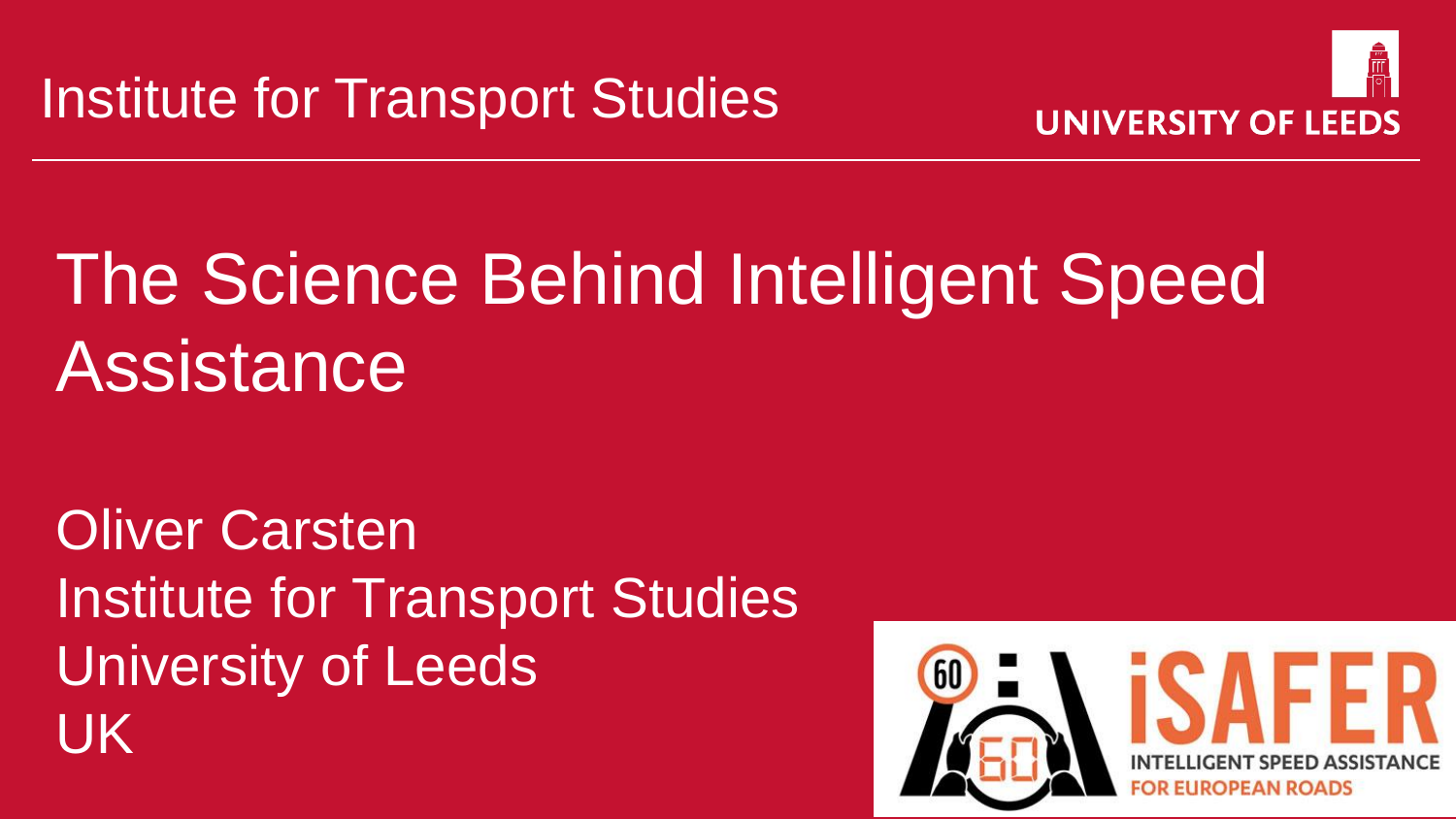Institute for Transport Studies

UNIVERSITY OF LEEDS

# The Science Behind Intelligent Speed Assistance

Oliver Carsten
Institute for Transport Studies
University of Leeds
UK

iSAFER
INTELLIGENT SPEED ASSISTANCE
FOR EUROPEAN ROADS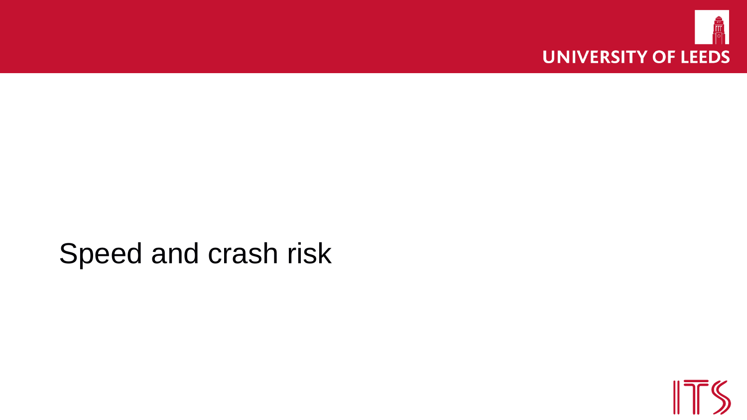# Speed and crash risk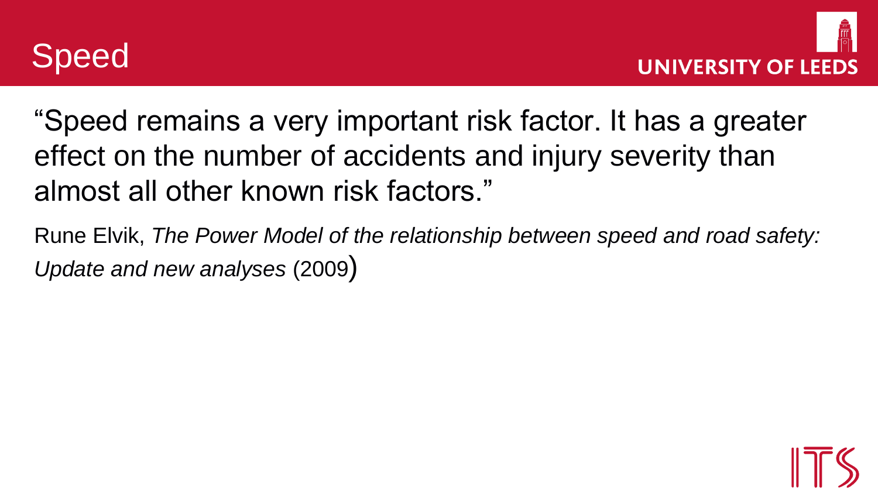# Speed

"Speed remains a very important risk factor. It has a greater effect on the number of accidents and injury severity than almost all other known risk factors."

Rune Elvik, *The Power Model of the relationship between speed and road safety: Update and new analyses* (2009)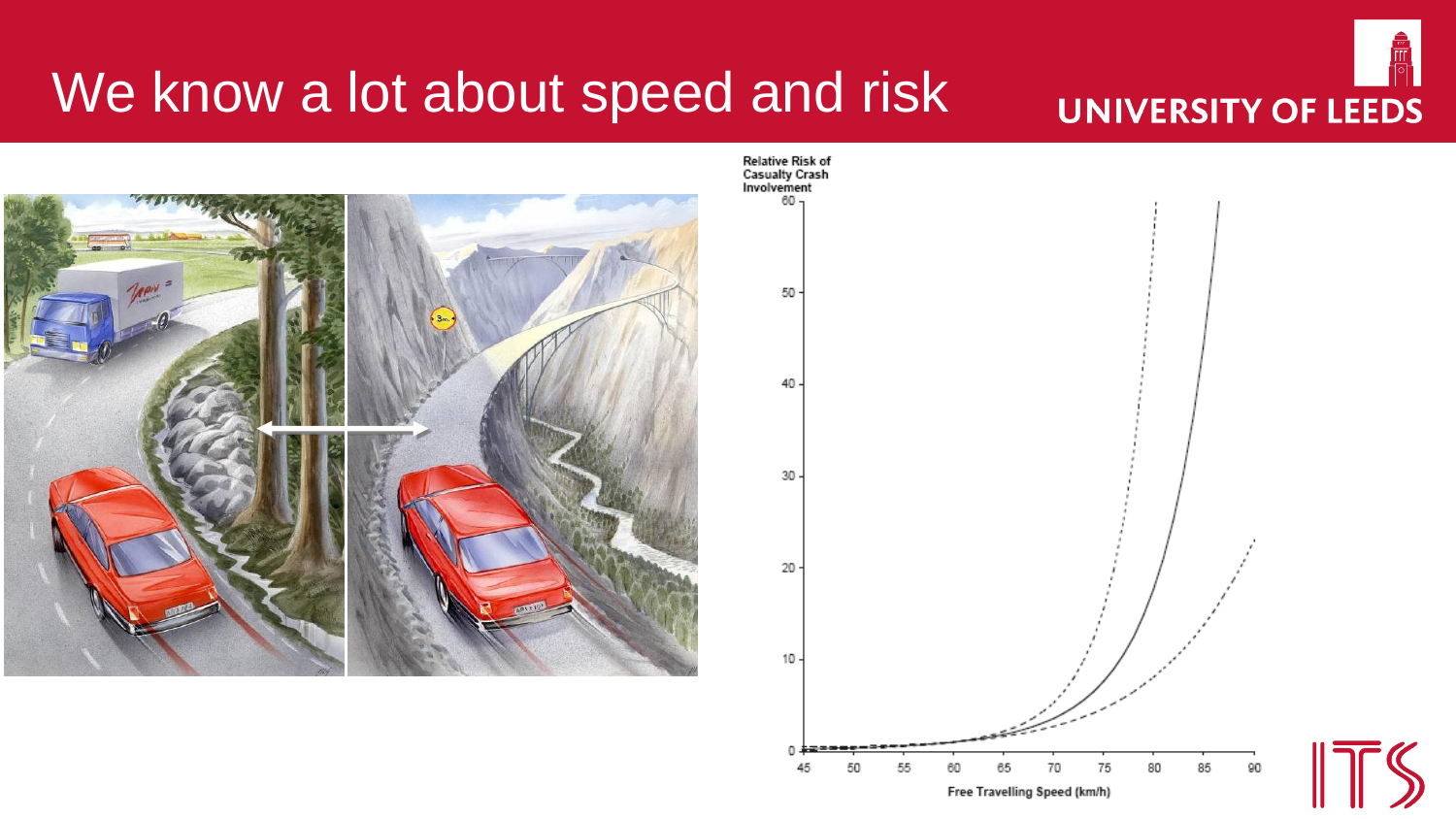# We know a lot about speed and risk

Relative Risk of Casualty Crash Involvement

Free Travelling Speed (km/h)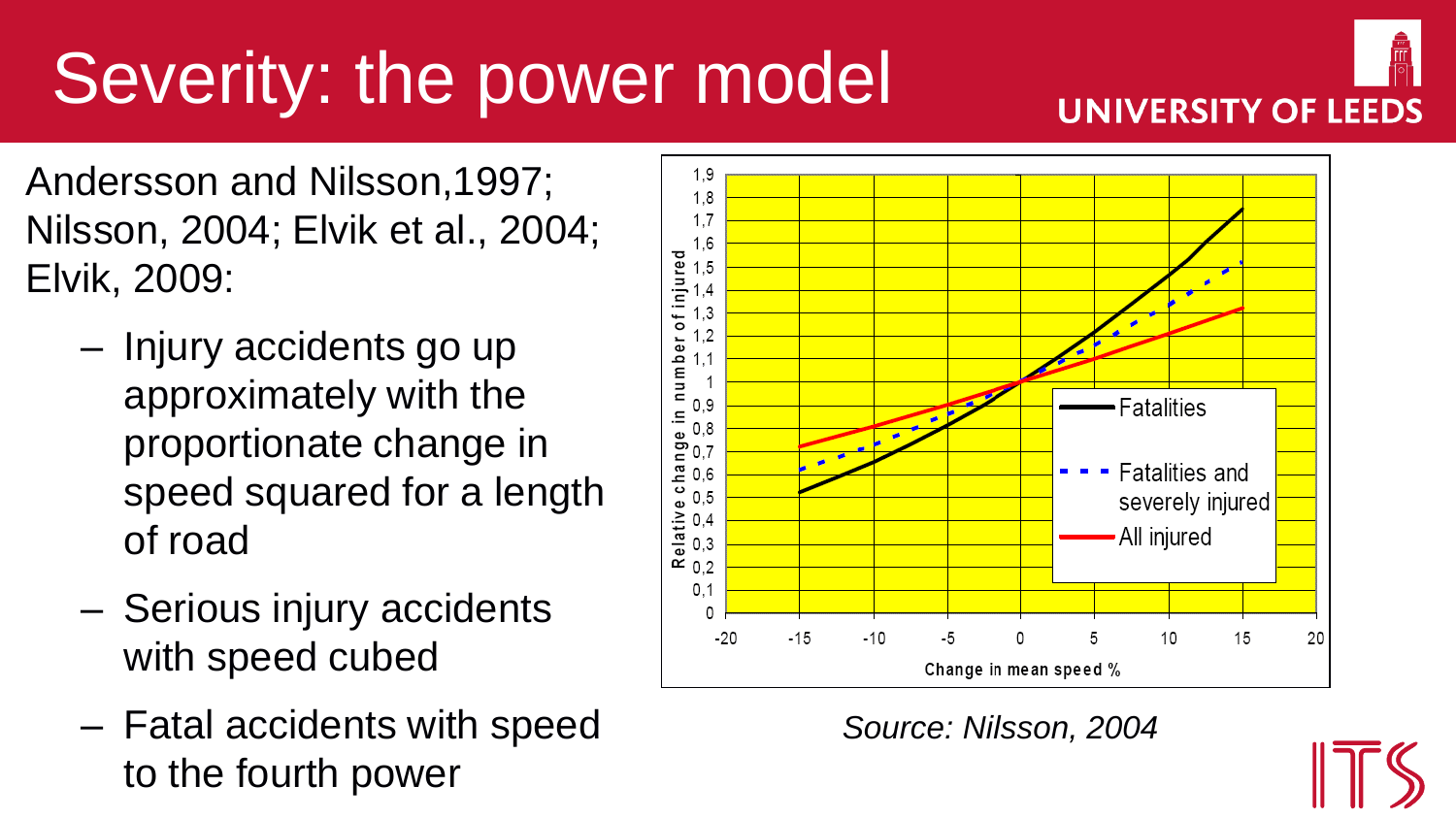# Severity: the power model

Andersson and Nilsson,1997; Nilsson, 2004; Elvik et al., 2004; Elvik, 2009:

- Injury accidents go up approximately with the proportionate change in speed squared for a length of road
- Serious injury accidents with speed cubed
- Fatal accidents with speed to the fourth power

*Source: Nilsson, 2004*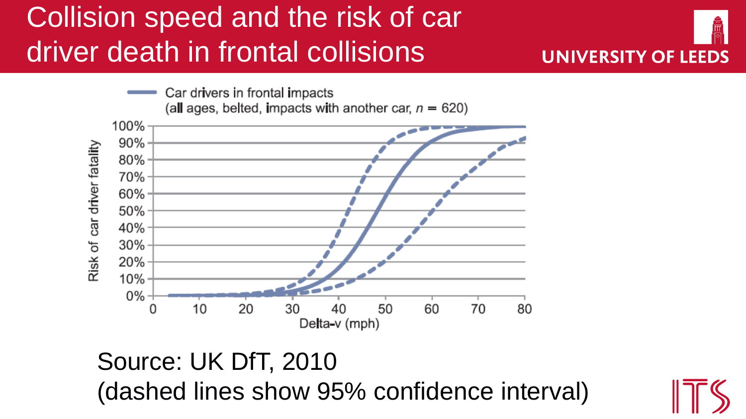# Collision speed and the risk of car driver death in frontal collisions

Car drivers in frontal impacts
(all ages, belted, impacts with another car, $n$ = 620)

Risk of car driver fatality

Delta-v (mph)

Source: UK DfT, 2010
(dashed lines show 95% confidence interval)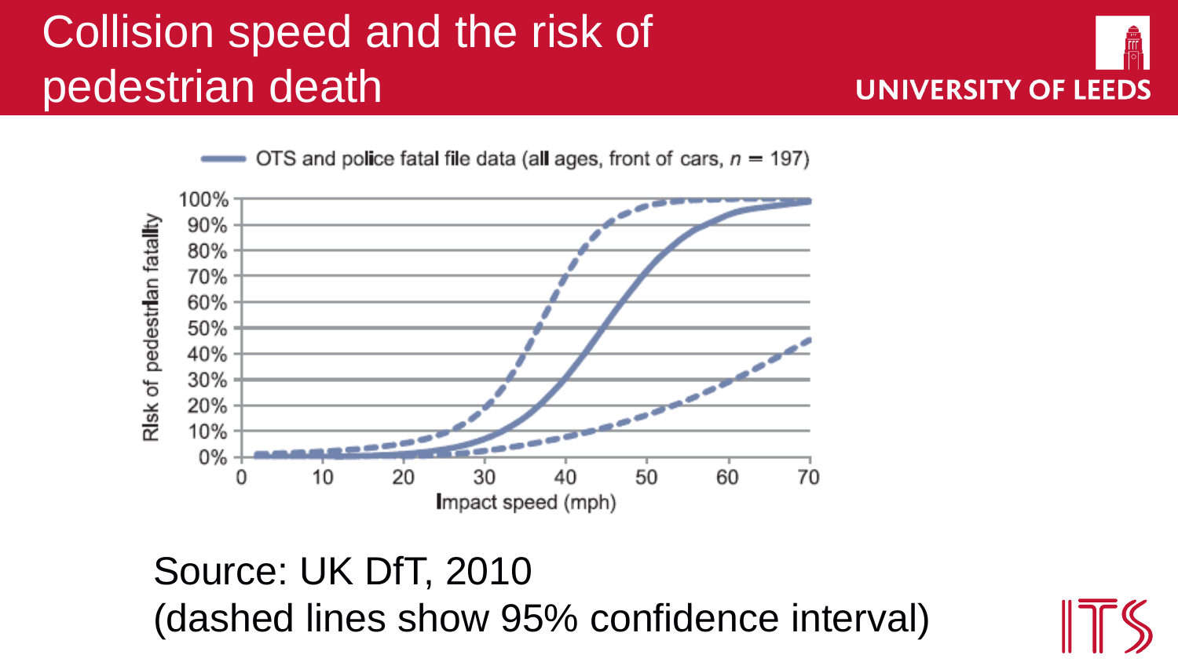# Collision speed and the risk of pedestrian death

Source: UK DfT, 2010
(dashed lines show 95% confidence interval)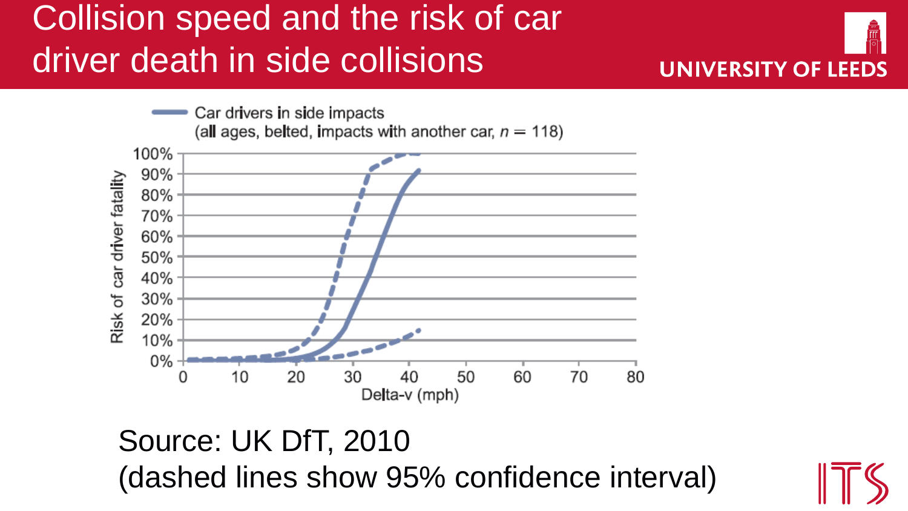# Collision speed and the risk of car driver death in side collisions

Car drivers in side impacts
(all ages, belted, impacts with another car, $n = 118$)

Risk of car driver fatality

Delta-v (mph)

Source: UK DfT, 2010
(dashed lines show 95% confidence interval)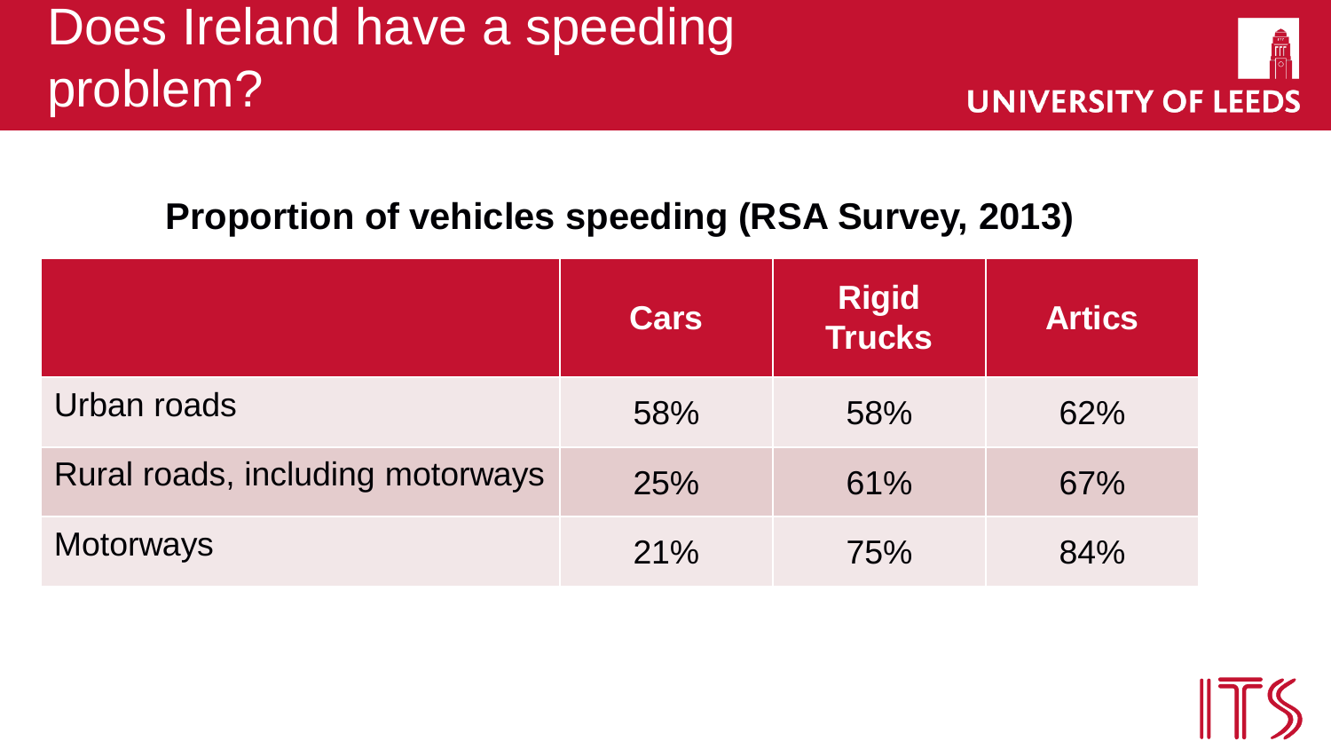# Does Ireland have a speeding problem?

**Proportion of vehicles speeding (RSA Survey, 2013)**

| | Cars | Rigid Trucks | Artics |
|---|---|---|---|
| Urban roads | 58% | 58% | 62% |
| Rural roads, including motorways | 25% | 61% | 67% |
| Motorways | 21% | 75% | 84% |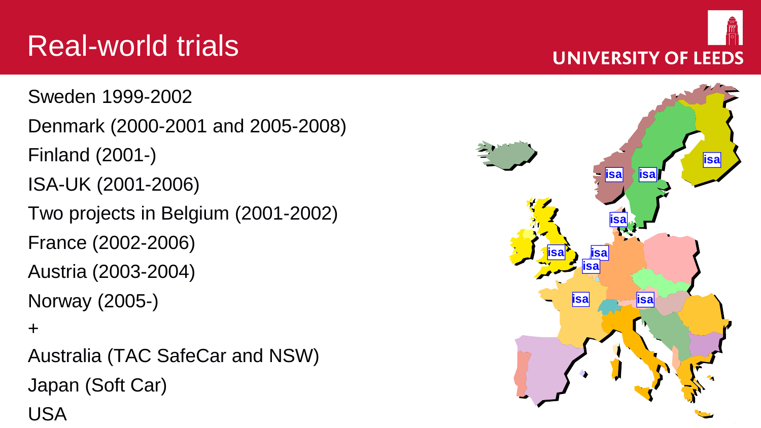# Real-world trials

Sweden 1999-2002

Denmark (2000-2001 and 2005-2008)

Finland (2001-)

ISA-UK (2001-2006)

Two projects in Belgium (2001-2002)

France (2002-2006)

Austria (2003-2004)

Norway (2005-)

+

Australia (TAC SafeCar and NSW)

Japan (Soft Car)

USA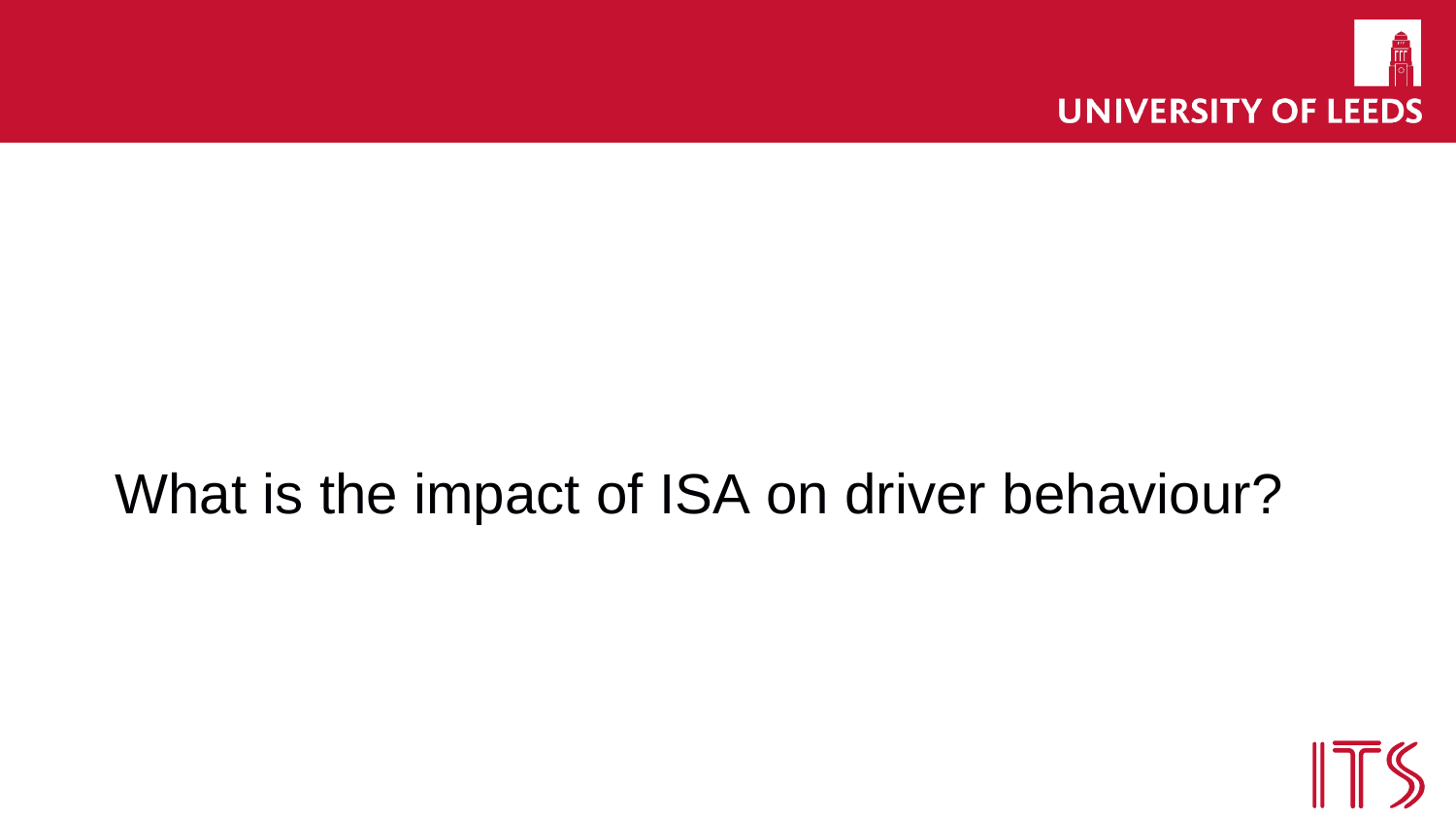# What is the impact of ISA on driver behaviour?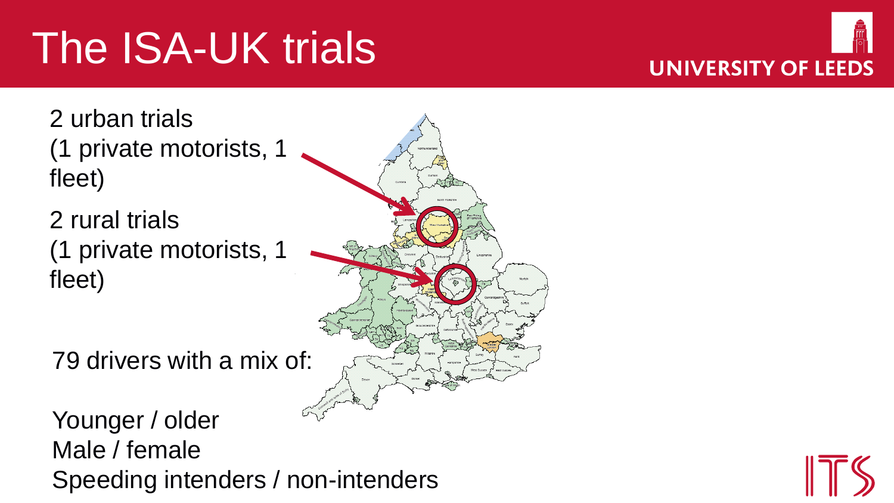# The ISA-UK trials

2 urban trials
(1 private motorists, 1 fleet)

2 rural trials
(1 private motorists, 1 fleet)

79 drivers with a mix of:

Younger / older
Male / female
Speeding intenders / non-intenders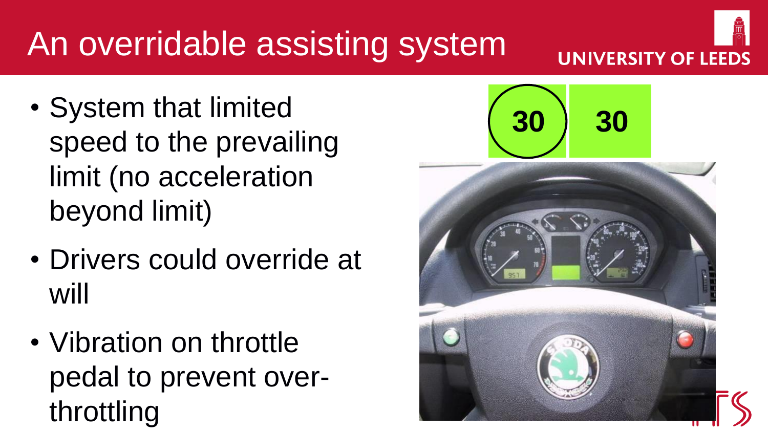# An overridable assisting system

- System that limited speed to the prevailing limit (no acceleration beyond limit)
- Drivers could override at will
- Vibration on throttle pedal to prevent over-throttling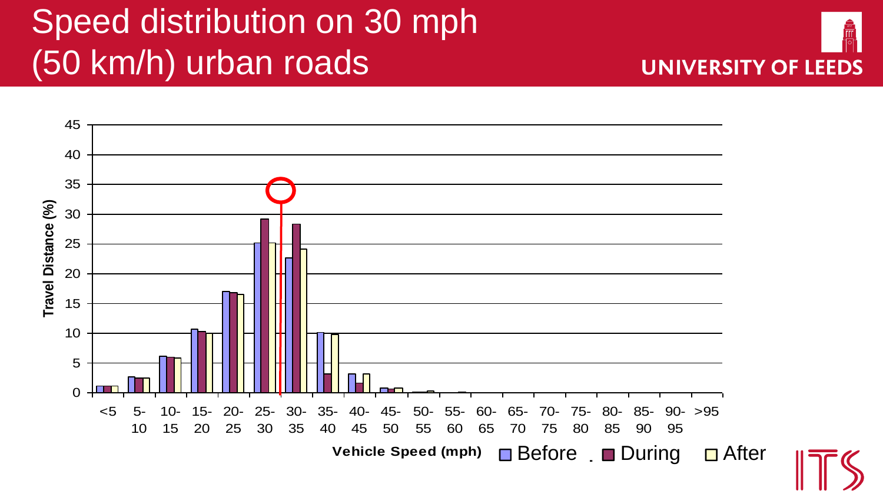# Speed distribution on 30 mph (50 km/h) urban roads

Travel Distance (%)

Vehicle Speed (mph)

Before During After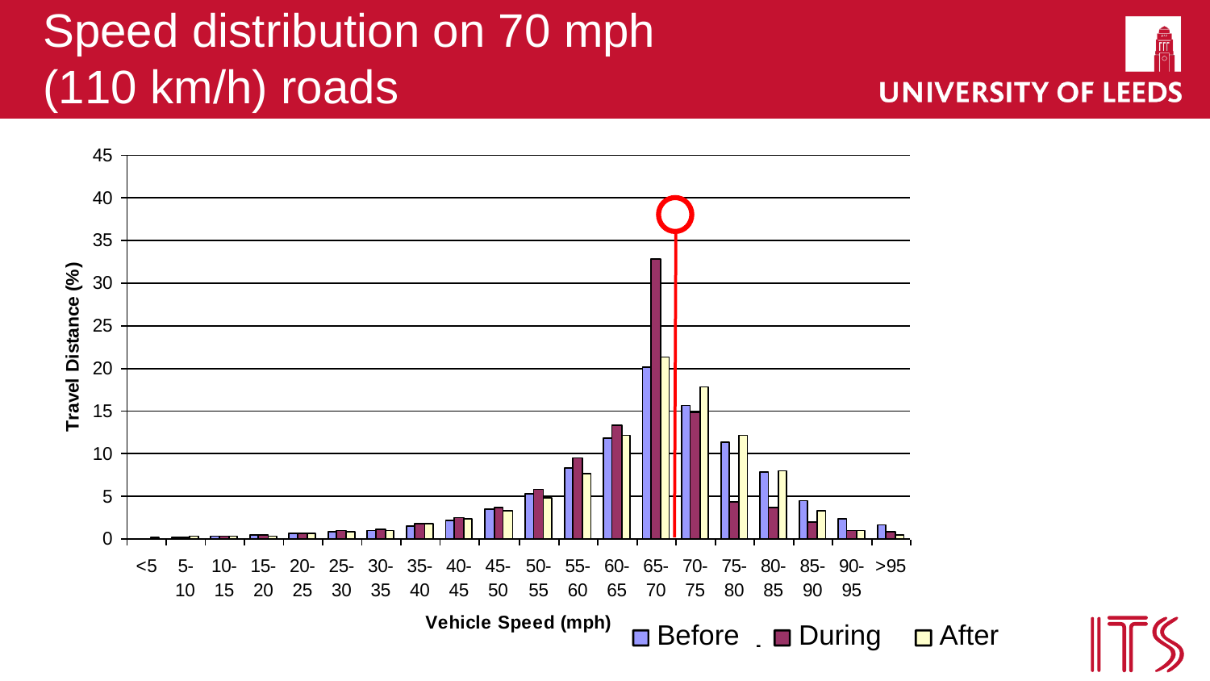# Speed distribution on 70 mph (110 km/h) roads

UNIVERSITY OF LEEDS

Travel Distance (%)

Vehicle Speed (mph)

Before | During | After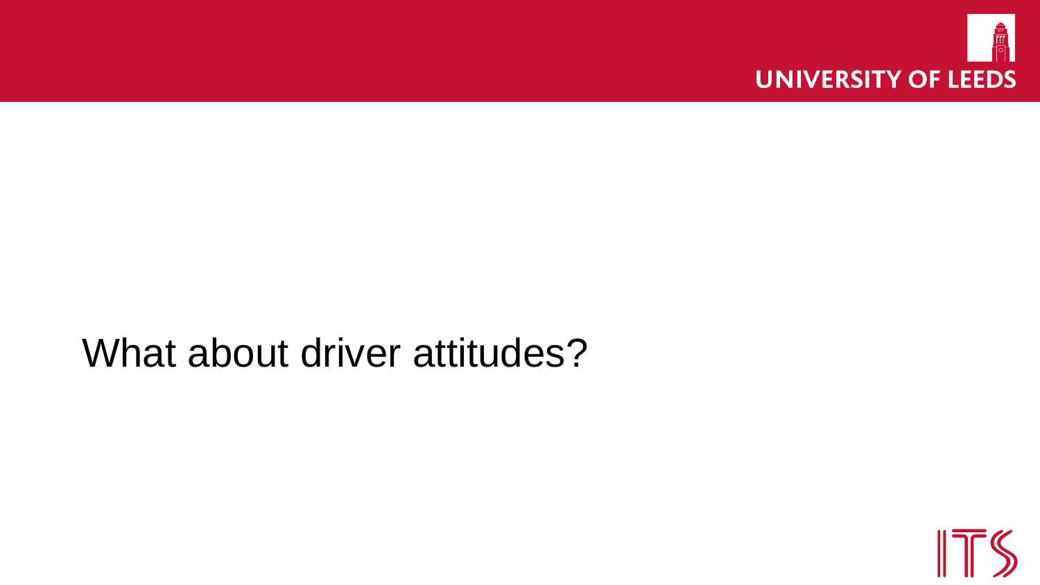# What about driver attitudes?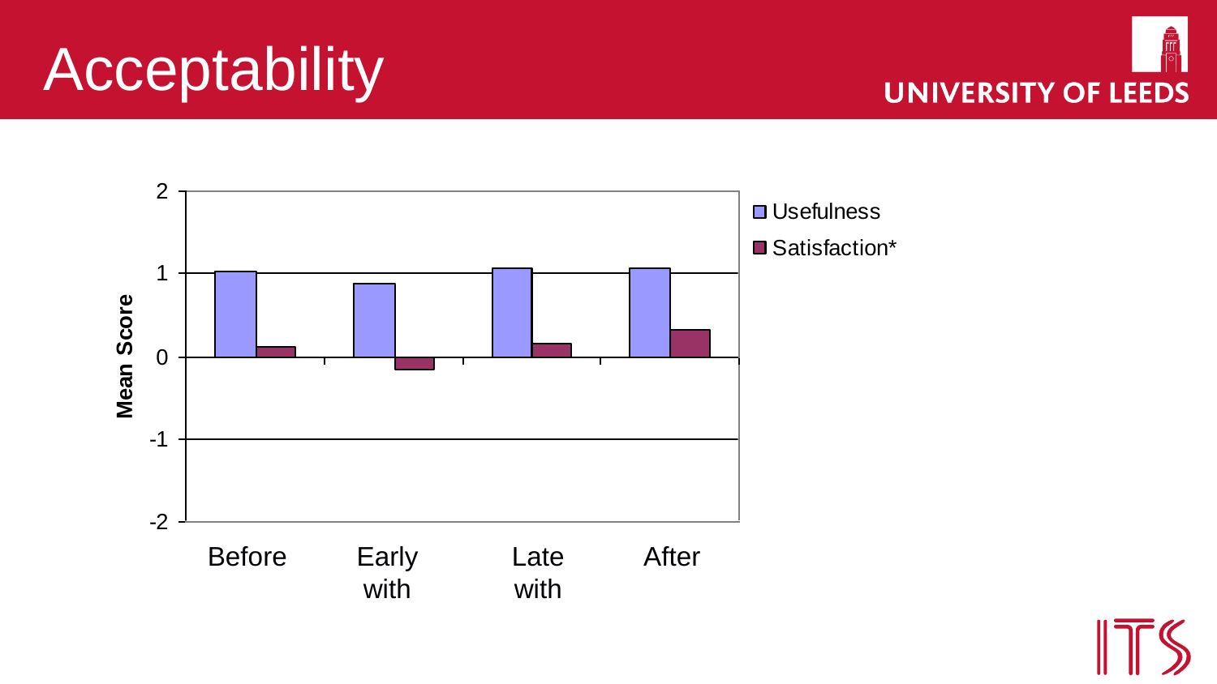# Acceptability

Mean Score

| | Usefulness | Satisfaction* |
|---|---|---|
| Before | | |
| Early with | | |
| Late with | | |
| After | | |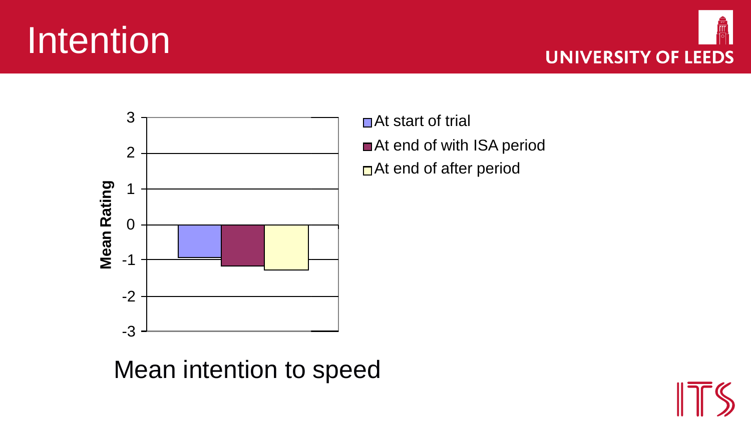# Intention

Mean Rating

3
2
1
0
-1
-2
-3

- At start of trial
- At end of with ISA period
- At end of after period

Mean intention to speed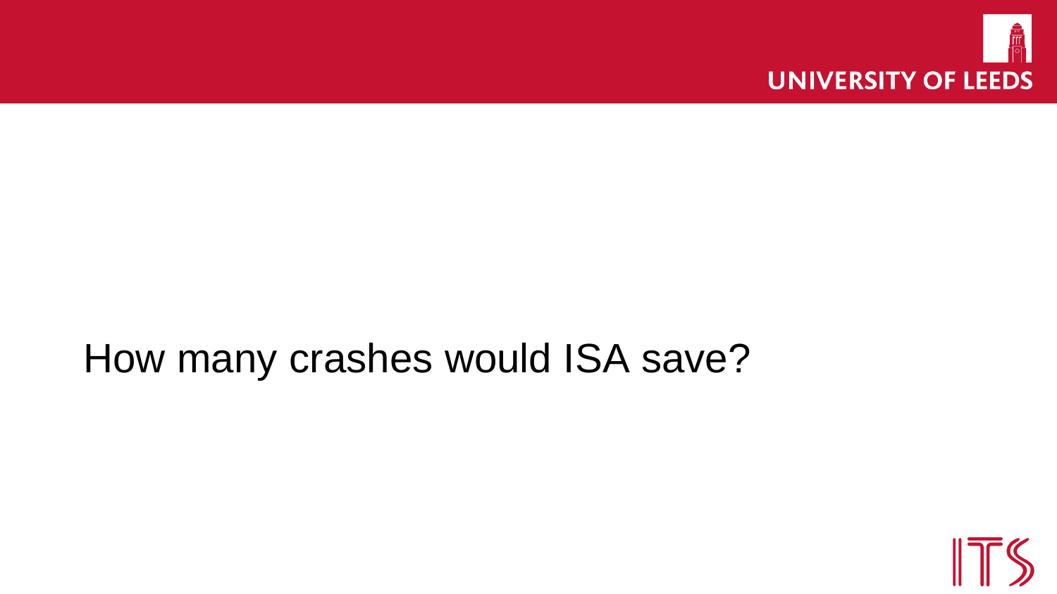# How many crashes would ISA save?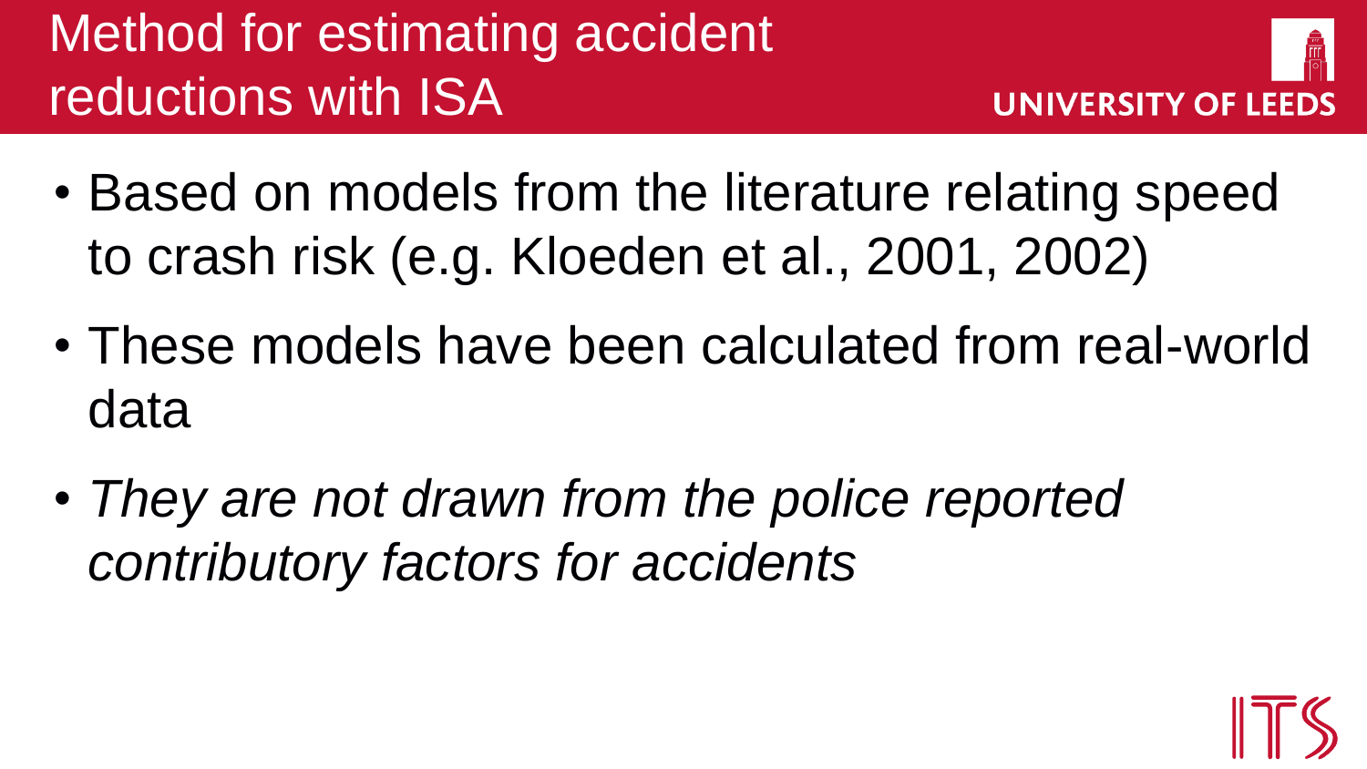# Method for estimating accident reductions with ISA

- Based on models from the literature relating speed to crash risk (e.g. Kloeden et al., 2001, 2002)
- These models have been calculated from real-world data
- *They are not drawn from the police reported contributory factors for accidents*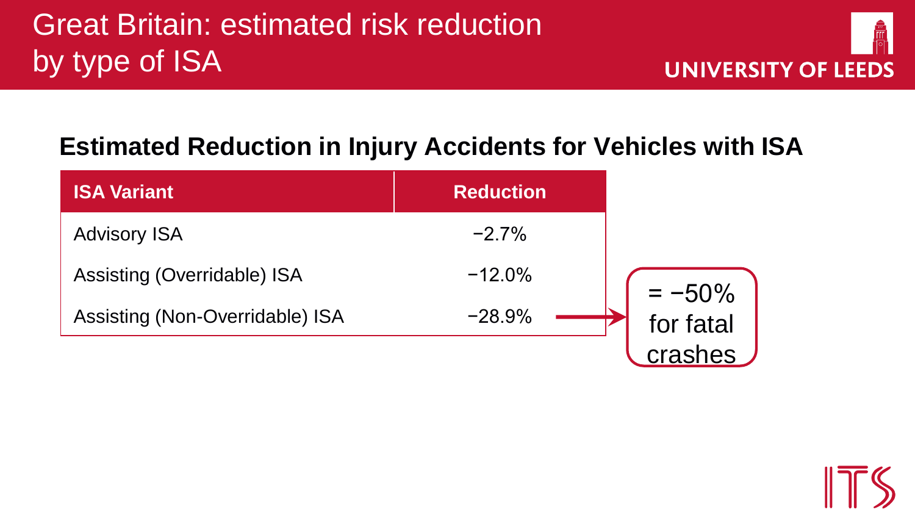# Great Britain: estimated risk reduction by type of ISA

## Estimated Reduction in Injury Accidents for Vehicles with ISA

| ISA Variant | Reduction |
|---|---|
| Advisory ISA | −2.7% |
| Assisting (Overridable) ISA | −12.0% |
| Assisting (Non-Overridable) ISA | −28.9% |

= −50% for fatal crashes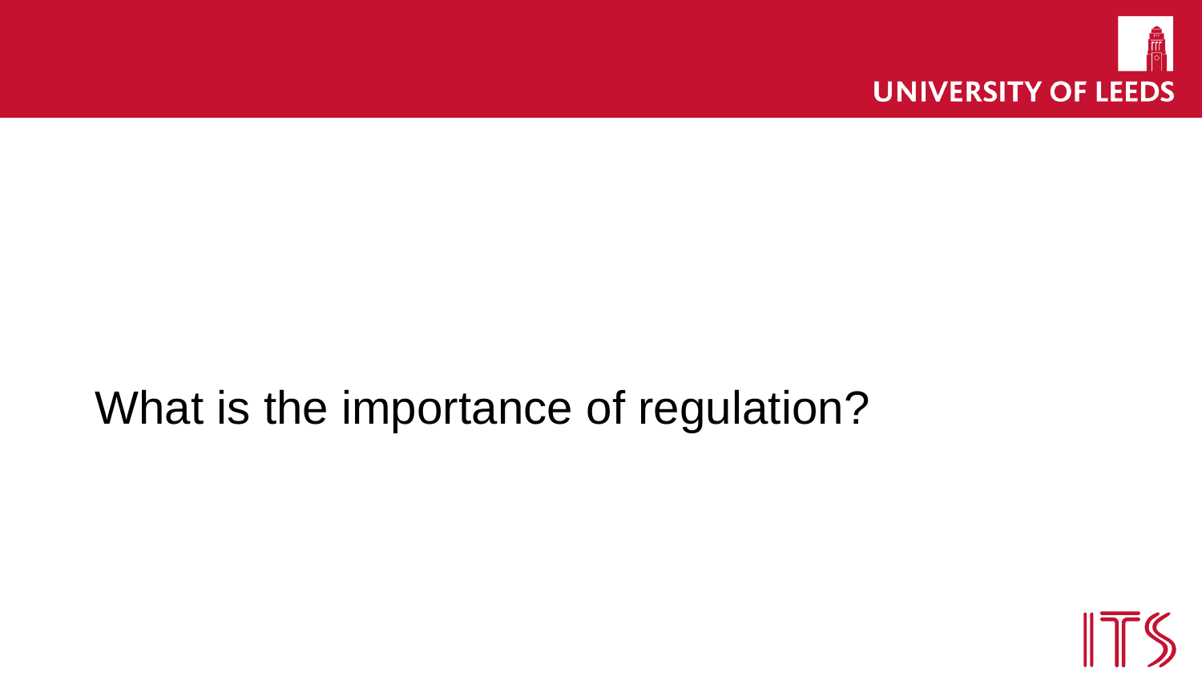# What is the importance of regulation?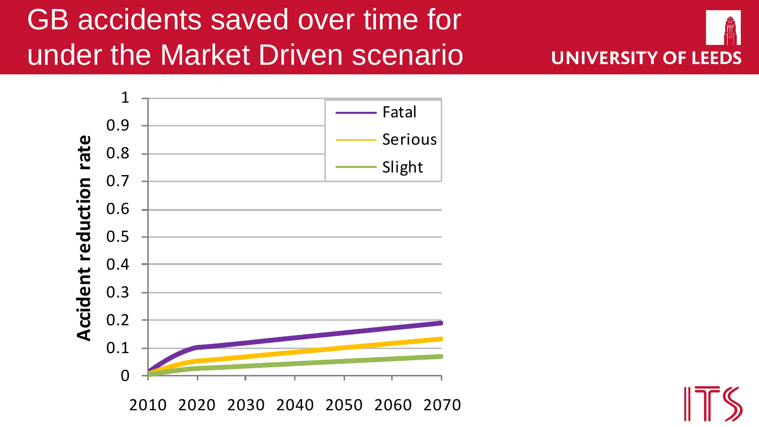# GB accidents saved over time for under the Market Driven scenario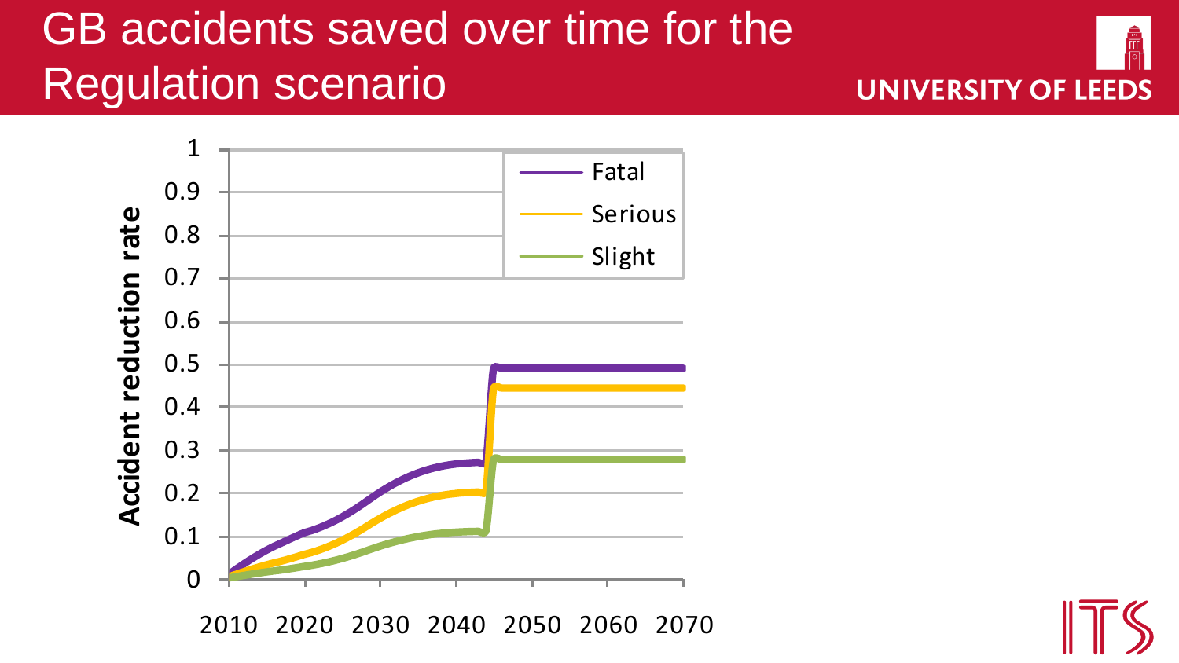# GB accidents saved over time for the Regulation scenario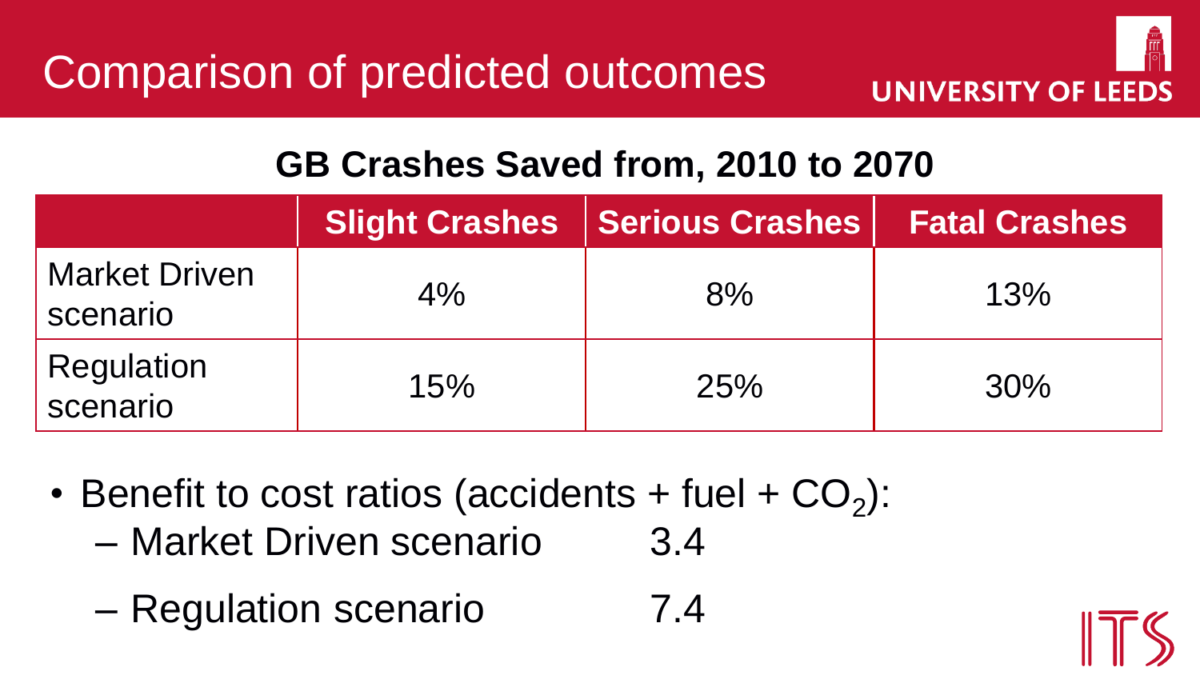# Comparison of predicted outcomes

## GB Crashes Saved from, 2010 to 2070

| | Slight Crashes | Serious Crashes | Fatal Crashes |
|---|---|---|---|
| Market Driven scenario | 4% | 8% | 13% |
| Regulation scenario | 15% | 25% | 30% |

- Benefit to cost ratios (accidents + fuel + $CO_2$):
  - Market Driven scenario 3.4
  - Regulation scenario 7.4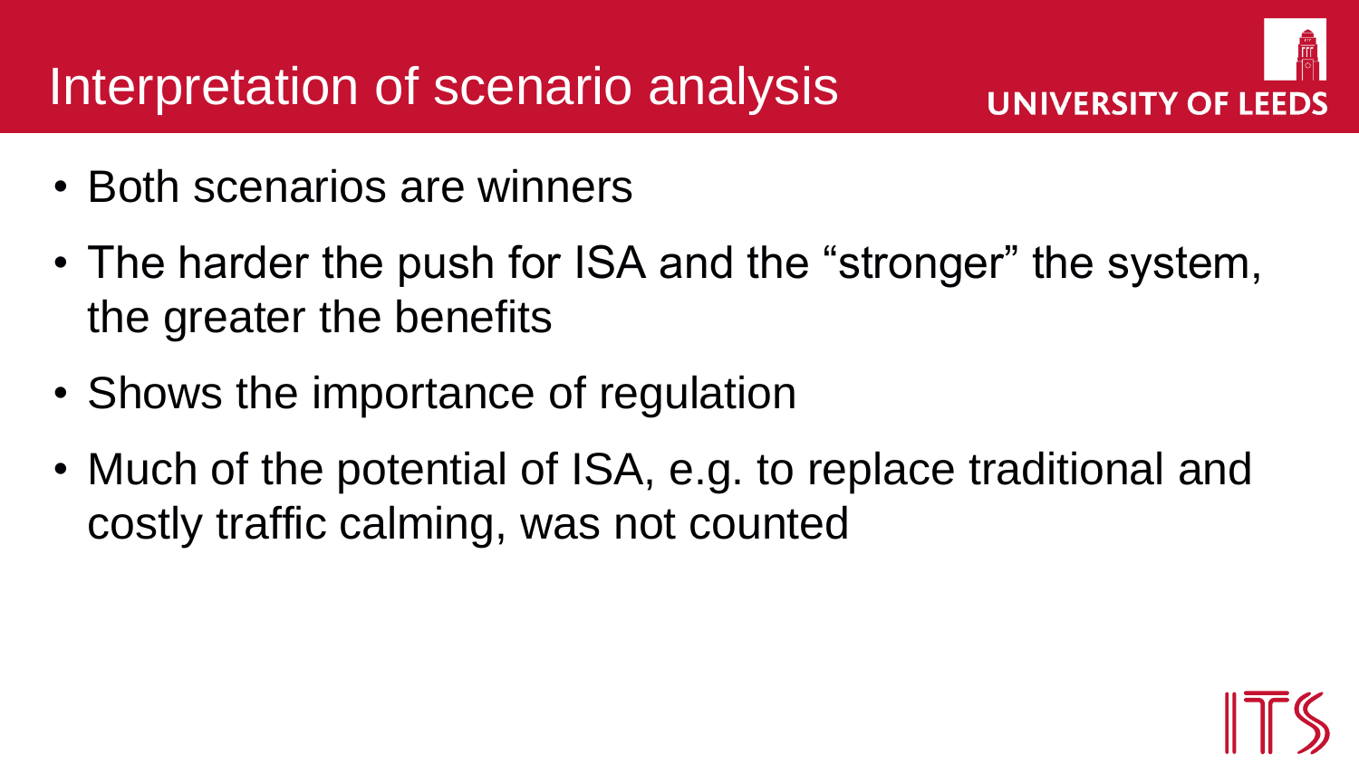# Interpretation of scenario analysis

- Both scenarios are winners
- The harder the push for ISA and the "stronger" the system, the greater the benefits
- Shows the importance of regulation
- Much of the potential of ISA, e.g. to replace traditional and costly traffic calming, was not counted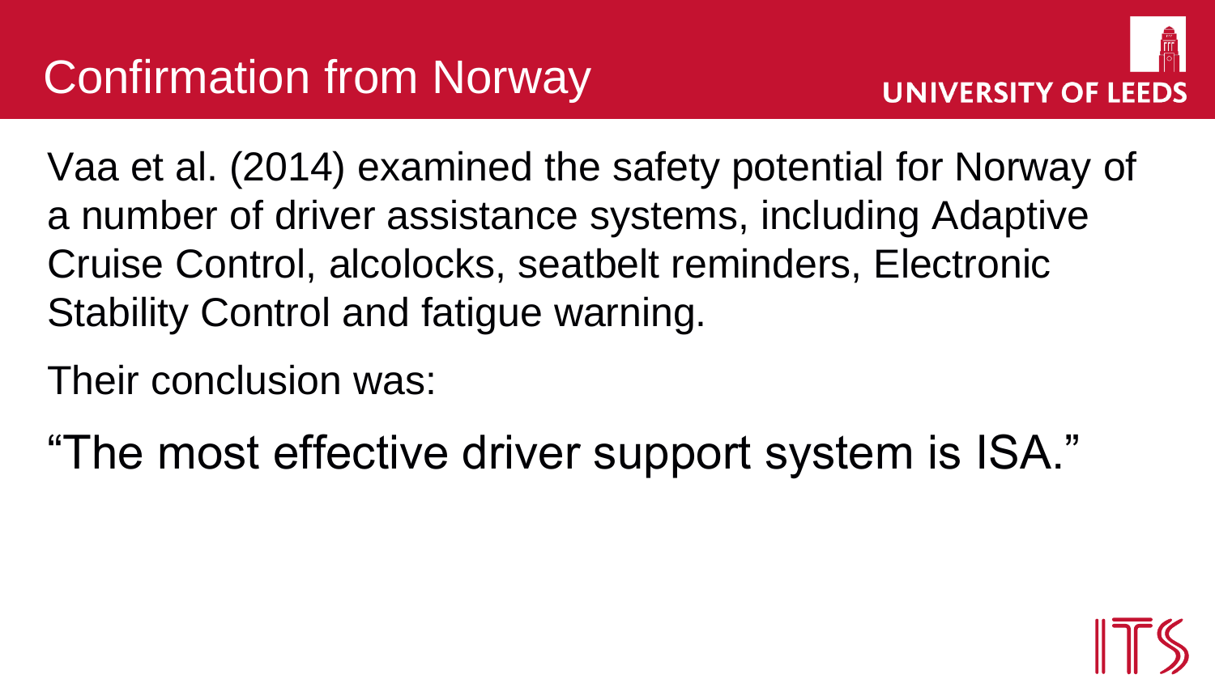# Confirmation from Norway

Vaa et al. (2014) examined the safety potential for Norway of a number of driver assistance systems, including Adaptive Cruise Control, alcolocks, seatbelt reminders, Electronic Stability Control and fatigue warning.

Their conclusion was:

"The most effective driver support system is ISA."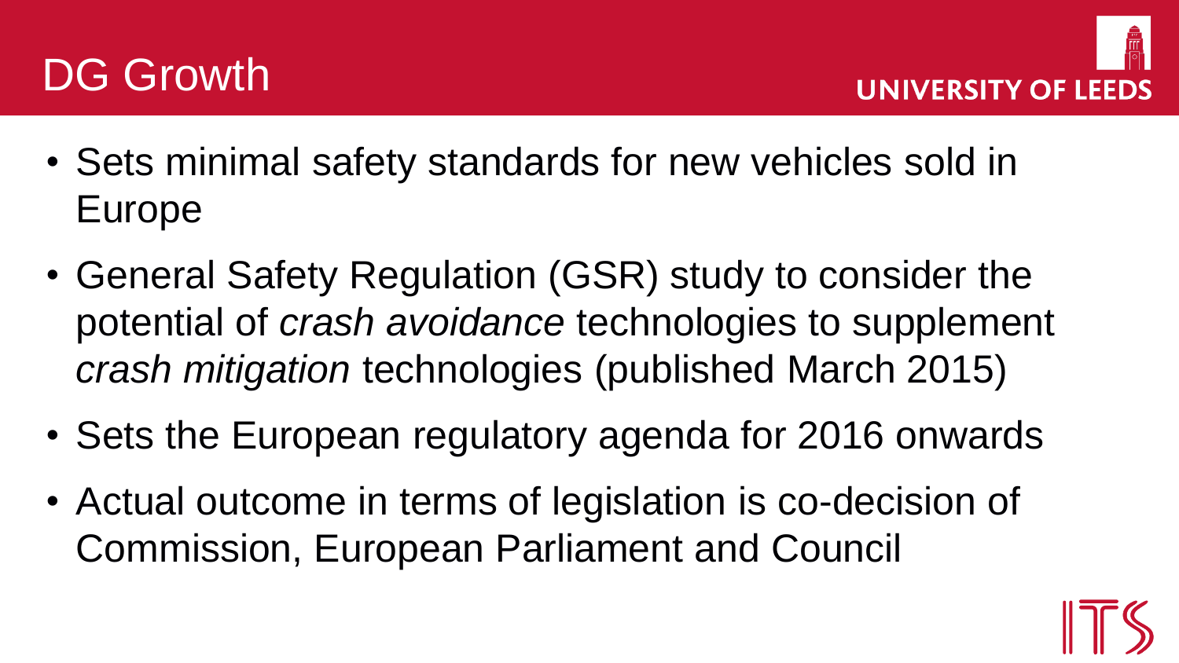# DG Growth

- Sets minimal safety standards for new vehicles sold in Europe
- General Safety Regulation (GSR) study to consider the potential of *crash avoidance* technologies to supplement *crash mitigation* technologies (published March 2015)
- Sets the European regulatory agenda for 2016 onwards
- Actual outcome in terms of legislation is co-decision of Commission, European Parliament and Council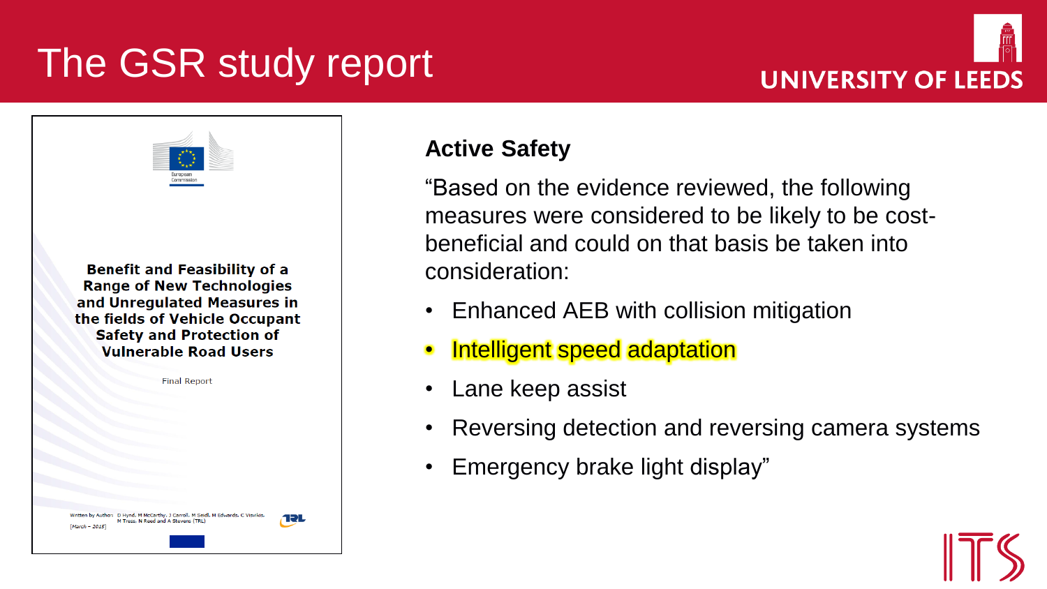# The GSR study report

UNIVERSITY OF LEEDS

European Commission

**Benefit and Feasibility of a Range of New Technologies and Unregulated Measures in the fields of Vehicle Occupant Safety and Protection of Vulnerable Road Users**

Final Report

Written by Authors: D Hynd, M McCarthy, J Carroll, M Seidl, M Edwards, C Visvikis, M Tress, N Reed and A Stevens (TRL)
[March – 2015]

TRL

### Active Safety

"Based on the evidence reviewed, the following measures were considered to be likely to be cost-beneficial and could on that basis be taken into consideration:

- Enhanced AEB with collision mitigation
- Intelligent speed adaptation
- Lane keep assist
- Reversing detection and reversing camera systems
- Emergency brake light display"

ITS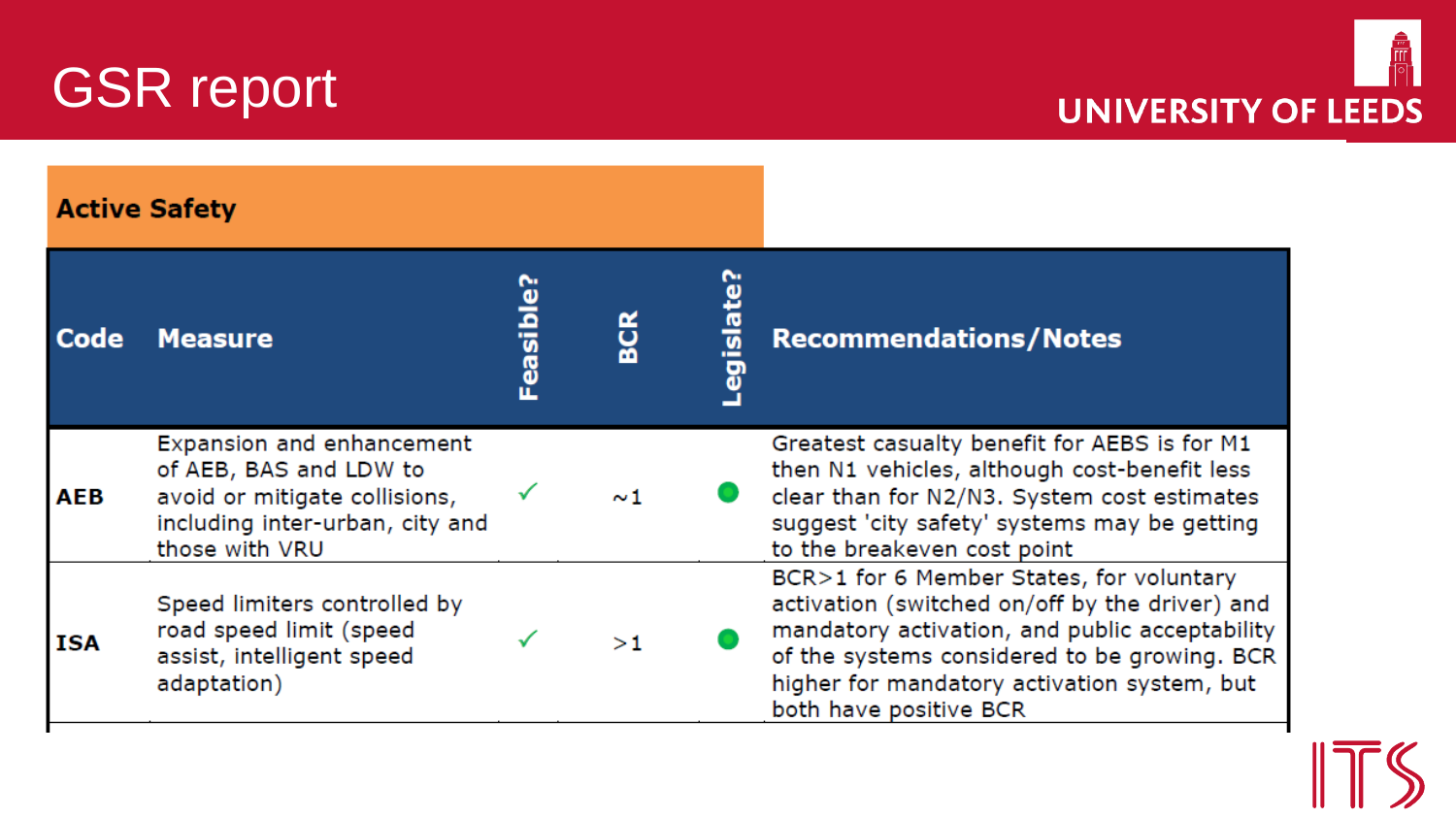# GSR report

**Active Safety**

| Code | Measure | Feasible? | BCR | Legislate? | Recommendations/Notes |
|---|---|---|---|---|---|
| **AEB** | Expansion and enhancement of AEB, BAS and LDW to avoid or mitigate collisions, including inter-urban, city and those with VRU | ✓ | ~1 | ● | Greatest casualty benefit for AEBS is for M1 then N1 vehicles, although cost-benefit less clear than for N2/N3. System cost estimates suggest 'city safety' systems may be getting to the breakeven cost point |
| **ISA** | Speed limiters controlled by road speed limit (speed assist, intelligent speed adaptation) | ✓ | >1 | ● | BCR>1 for 6 Member States, for voluntary activation (switched on/off by the driver) and mandatory activation, and public acceptability of the systems considered to be growing. BCR higher for mandatory activation system, but both have positive BCR |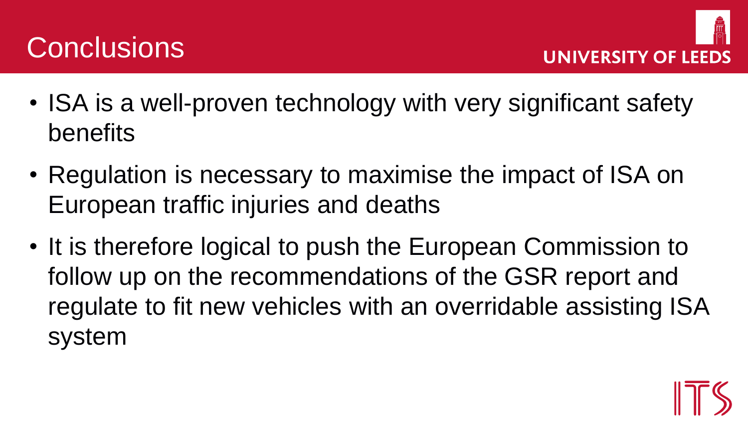# Conclusions

- ISA is a well-proven technology with very significant safety benefits
- Regulation is necessary to maximise the impact of ISA on European traffic injuries and deaths
- It is therefore logical to push the European Commission to follow up on the recommendations of the GSR report and regulate to fit new vehicles with an overridable assisting ISA system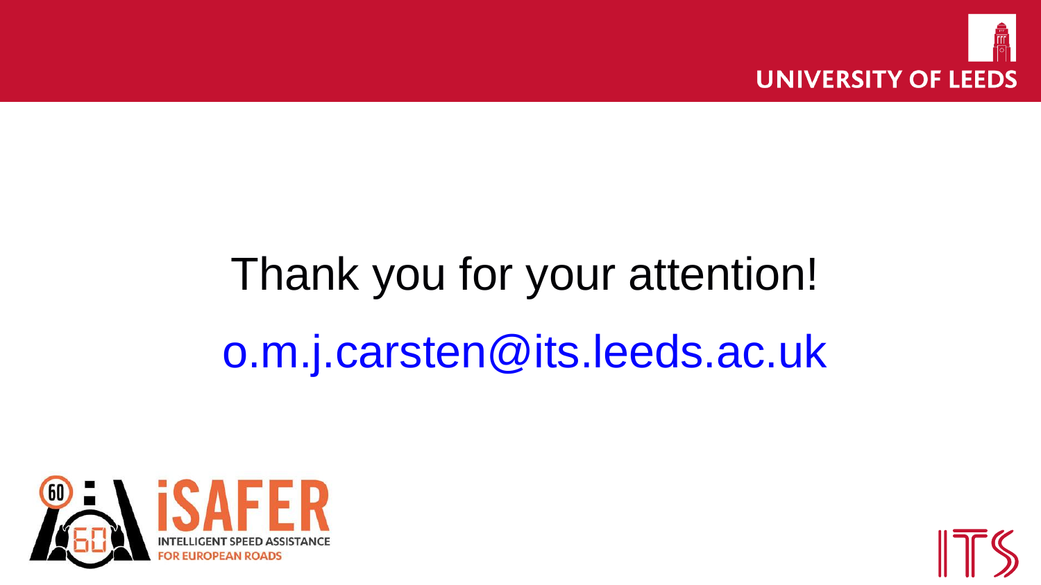Thank you for your attention!

o.m.j.carsten@its.leeds.ac.uk